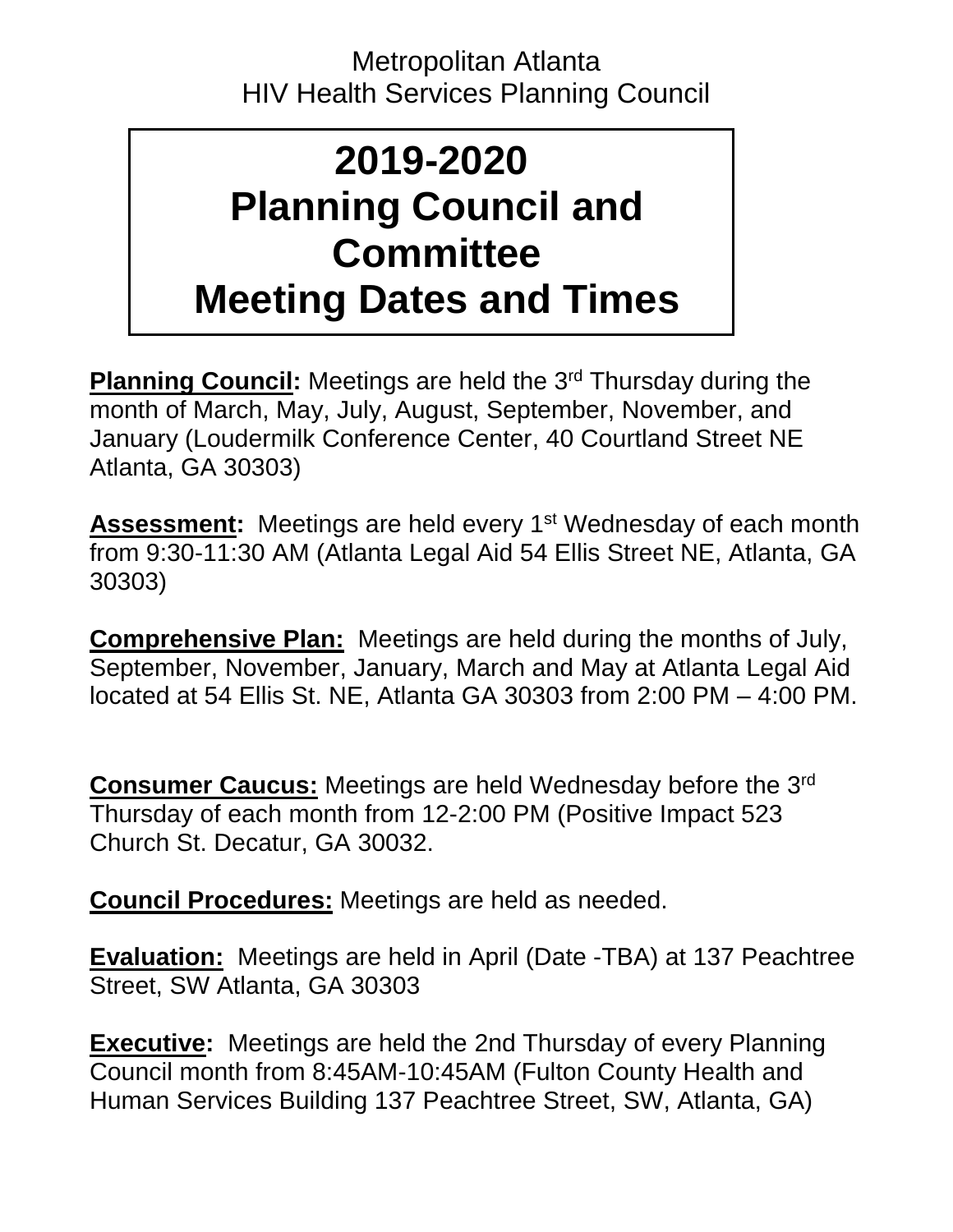Metropolitan Atlanta
HIV Health Services Planning Council

# 2019-2020 Planning Council and Committee Meeting Dates and Times

**Planning Council:** Meetings are held the 3rd Thursday during the month of March, May, July, August, September, November, and January (Loudermilk Conference Center, 40 Courtland Street NE Atlanta, GA 30303)

**Assessment:** Meetings are held every 1st Wednesday of each month from 9:30-11:30 AM (Atlanta Legal Aid 54 Ellis Street NE, Atlanta, GA 30303)

**Comprehensive Plan:** Meetings are held during the months of July, September, November, January, March and May at Atlanta Legal Aid located at 54 Ellis St. NE, Atlanta GA 30303 from 2:00 PM – 4:00 PM.

**Consumer Caucus:** Meetings are held Wednesday before the 3rd Thursday of each month from 12-2:00 PM (Positive Impact 523 Church St. Decatur, GA 30032.

**Council Procedures:** Meetings are held as needed.

**Evaluation:** Meetings are held in April (Date -TBA) at 137 Peachtree Street, SW Atlanta, GA 30303

**Executive:** Meetings are held the 2nd Thursday of every Planning Council month from 8:45AM-10:45AM (Fulton County Health and Human Services Building 137 Peachtree Street, SW, Atlanta, GA)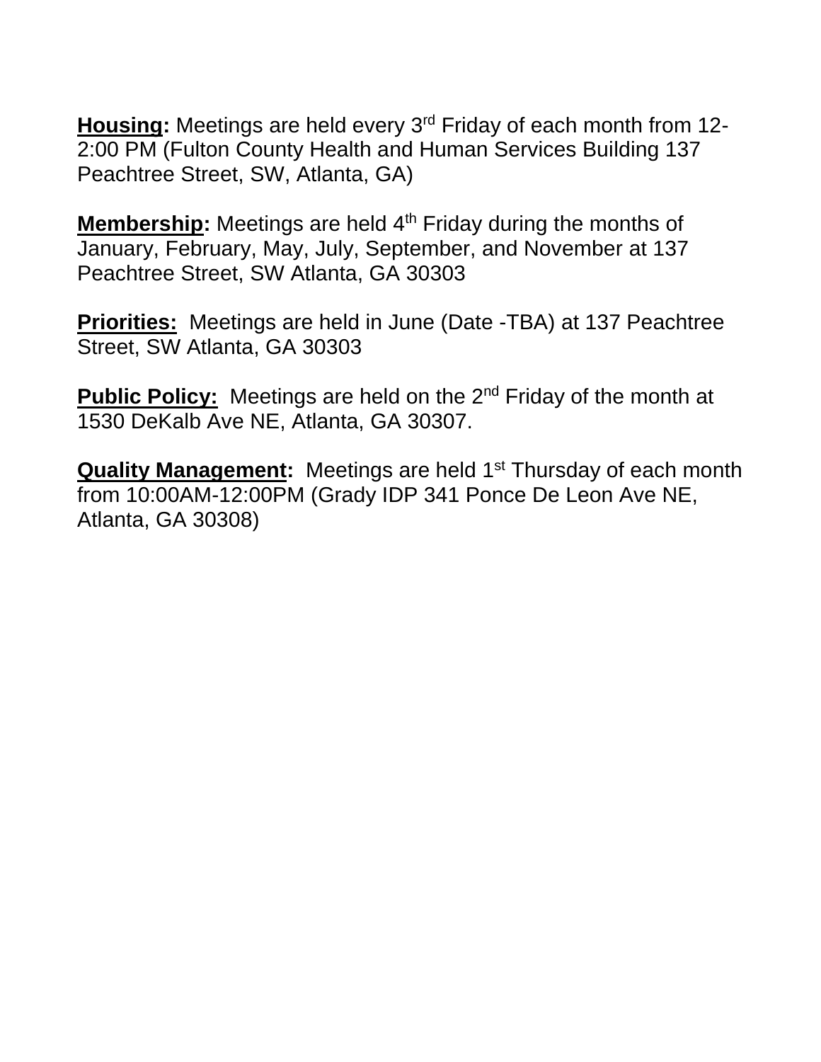**Housing:** Meetings are held every 3rd Friday of each month from 12-2:00 PM (Fulton County Health and Human Services Building 137 Peachtree Street, SW, Atlanta, GA)

**Membership:** Meetings are held 4th Friday during the months of January, February, May, July, September, and November at 137 Peachtree Street, SW Atlanta, GA 30303

**Priorities:** Meetings are held in June (Date -TBA) at 137 Peachtree Street, SW Atlanta, GA 30303

**Public Policy:** Meetings are held on the 2nd Friday of the month at 1530 DeKalb Ave NE, Atlanta, GA 30307.

**Quality Management:** Meetings are held 1st Thursday of each month from 10:00AM-12:00PM (Grady IDP 341 Ponce De Leon Ave NE, Atlanta, GA 30308)